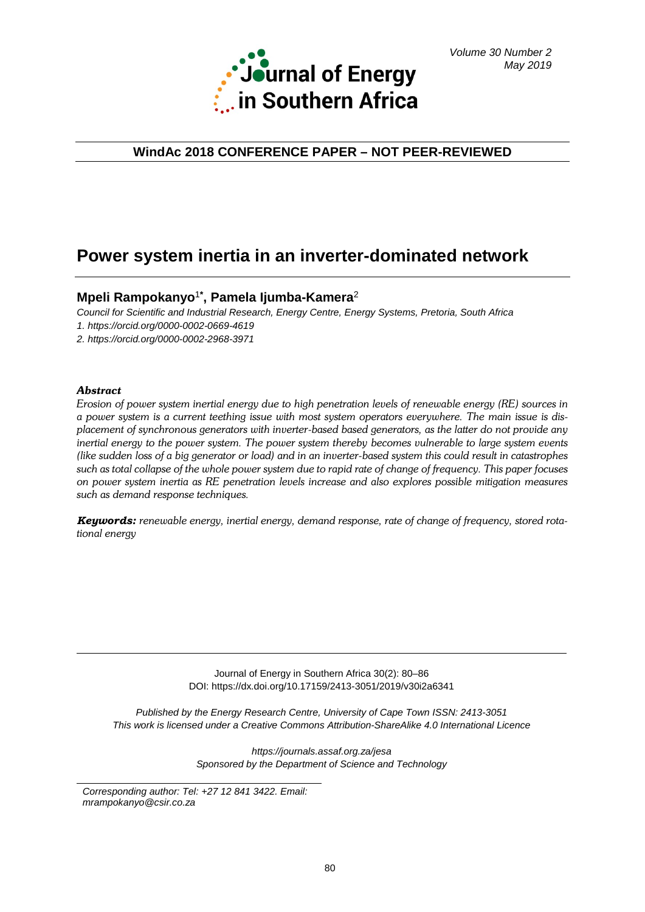**WindAc 2018 CONFERENCE PAPER – NOT PEER-REVIEWED**

# Power system inertia in an inverter-dominated network

**Mpeli Rampokanyo[1*], Pamela Ijumba-Kamera[2]**

*Council for Scientific and Industrial Research, Energy Centre, Energy Systems, Pretoria, South Africa*

*1. https://orcid.org/0000-0002-0669-4619*

*2. https://orcid.org/0000-0002-2968-3971*

### *Abstract*

*Erosion of power system inertial energy due to high penetration levels of renewable energy (RE) sources in a power system is a current teething issue with most system operators everywhere. The main issue is displacement of synchronous generators with inverter-based based generators, as the latter do not provide any inertial energy to the power system. The power system thereby becomes vulnerable to large system events (like sudden loss of a big generator or load) and in an inverter-based system this could result in catastrophes such as total collapse of the whole power system due to rapid rate of change of frequency. This paper focuses on power system inertia as RE penetration levels increase and also explores possible mitigation measures such as demand response techniques.*

***Keywords:*** *renewable energy, inertial energy, demand response, rate of change of frequency, stored rotational energy*

Journal of Energy in Southern Africa 30(2): 80–86
DOI: https://dx.doi.org/10.17159/2413-3051/2019/v30i2a6341

*Published by the Energy Research Centre, University of Cape Town ISSN: 2413-3051*
*This work is licensed under a Creative Commons Attribution-ShareAlike 4.0 International Licence*

*https://journals.assaf.org.za/jesa*
*Sponsored by the Department of Science and Technology*

*Corresponding author: Tel: +27 12 841 3422. Email: mrampokanyo@csir.co.za*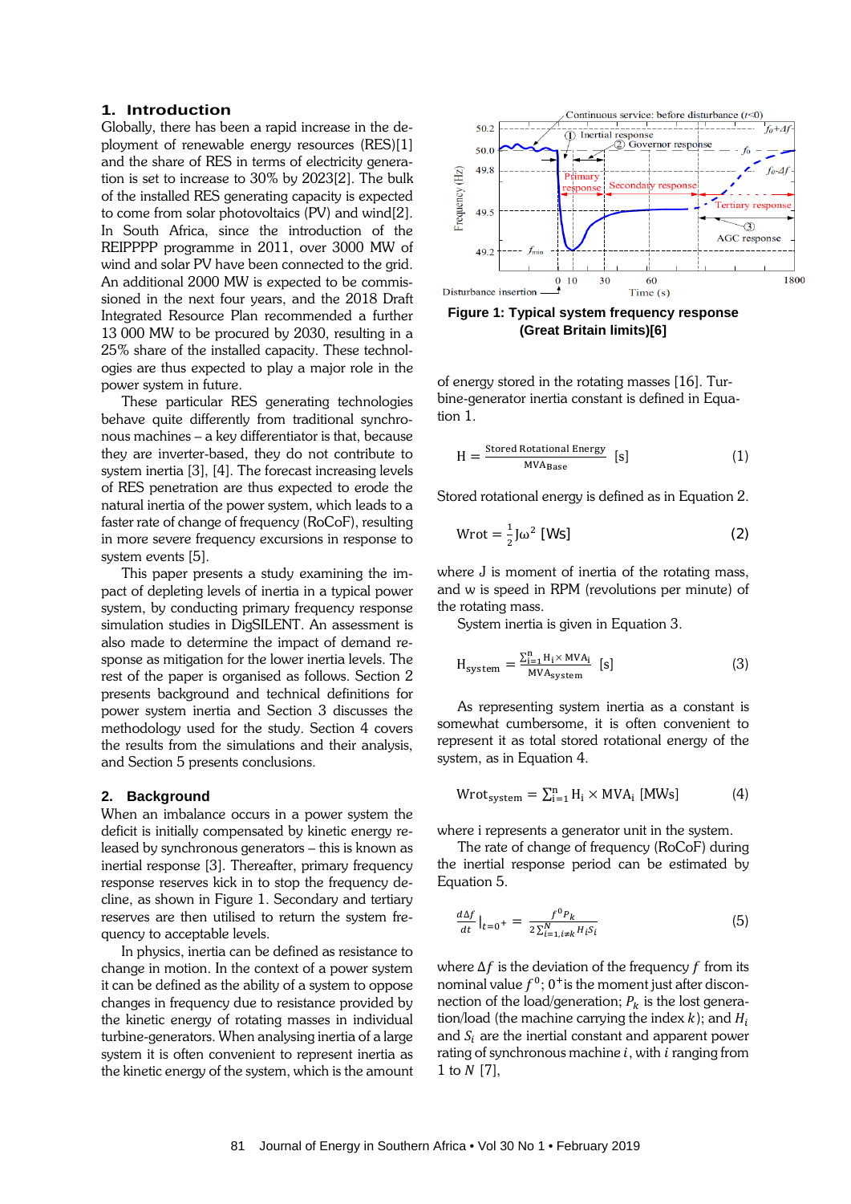## 1. Introduction

Globally, there has been a rapid increase in the deployment of renewable energy resources (RES)[1] and the share of RES in terms of electricity generation is set to increase to 30% by 2023[2]. The bulk of the installed RES generating capacity is expected to come from solar photovoltaics (PV) and wind[2]. In South Africa, since the introduction of the REIPPPP programme in 2011, over 3000 MW of wind and solar PV have been connected to the grid. An additional 2000 MW is expected to be commissioned in the next four years, and the 2018 Draft Integrated Resource Plan recommended a further 13 000 MW to be procured by 2030, resulting in a 25% share of the installed capacity. These technologies are thus expected to play a major role in the power system in future.

These particular RES generating technologies behave quite differently from traditional synchronous machines – a key differentiator is that, because they are inverter-based, they do not contribute to system inertia [3], [4]. The forecast increasing levels of RES penetration are thus expected to erode the natural inertia of the power system, which leads to a faster rate of change of frequency (RoCoF), resulting in more severe frequency excursions in response to system events [5].

This paper presents a study examining the impact of depleting levels of inertia in a typical power system, by conducting primary frequency response simulation studies in DigSILENT. An assessment is also made to determine the impact of demand response as mitigation for the lower inertia levels. The rest of the paper is organised as follows. Section 2 presents background and technical definitions for power system inertia and Section 3 discusses the methodology used for the study. Section 4 covers the results from the simulations and their analysis, and Section 5 presents conclusions.

## 2. Background

When an imbalance occurs in a power system the deficit is initially compensated by kinetic energy released by synchronous generators – this is known as inertial response [3]. Thereafter, primary frequency response reserves kick in to stop the frequency decline, as shown in Figure 1. Secondary and tertiary reserves are then utilised to return the system frequency to acceptable levels.

In physics, inertia can be defined as resistance to change in motion. In the context of a power system it can be defined as the ability of a system to oppose changes in frequency due to resistance provided by the kinetic energy of rotating masses in individual turbine-generators. When analysing inertia of a large system it is often convenient to represent inertia as the kinetic energy of the system, which is the amount of energy stored in the rotating masses [16]. Turbine-generator inertia constant is defined in Equation 1.

**Figure 1: Typical system frequency response (Great Britain limits)[6]**

$$H = \frac{\text{Stored Rotational Energy}}{\text{MVA}_{\text{Base}}} \text{ [s]} \tag{1}$$

Stored rotational energy is defined as in Equation 2.

$$\text{Wrot} = \frac{1}{2} J\omega^2 \text{ [Ws]} \tag{2}$$

where J is moment of inertia of the rotating mass, and w is speed in RPM (revolutions per minute) of the rotating mass.

System inertia is given in Equation 3.

$$H_{\text{system}} = \frac{\sum_{i=1}^{n} H_i \times \text{MVA}_i}{\text{MVA}_{\text{system}}} \text{ [s]} \tag{3}$$

As representing system inertia as a constant is somewhat cumbersome, it is often convenient to represent it as total stored rotational energy of the system, as in Equation 4.

$$\text{Wrot}_{\text{system}} = \sum_{i=1}^{n} H_i \times \text{MVA}_i \text{ [MWs]} \tag{4}$$

where i represents a generator unit in the system.

The rate of change of frequency (RoCoF) during the inertial response period can be estimated by Equation 5.

$$\left.\frac{d\Delta f}{dt}\right|_{t=0^+} = \frac{f^0 P_k}{2\sum_{i=1, i\neq k}^{N} H_i S_i} \tag{5}$$

where $\Delta f$ is the deviation of the frequency $f$ from its nominal value $f^0$; $0^+$ is the moment just after disconnection of the load/generation; $P_k$ is the lost generation/load (the machine carrying the index $k$); and $H_i$ and $S_i$ are the inertial constant and apparent power rating of synchronous machine $i$, with $i$ ranging from 1 to $N$ [7],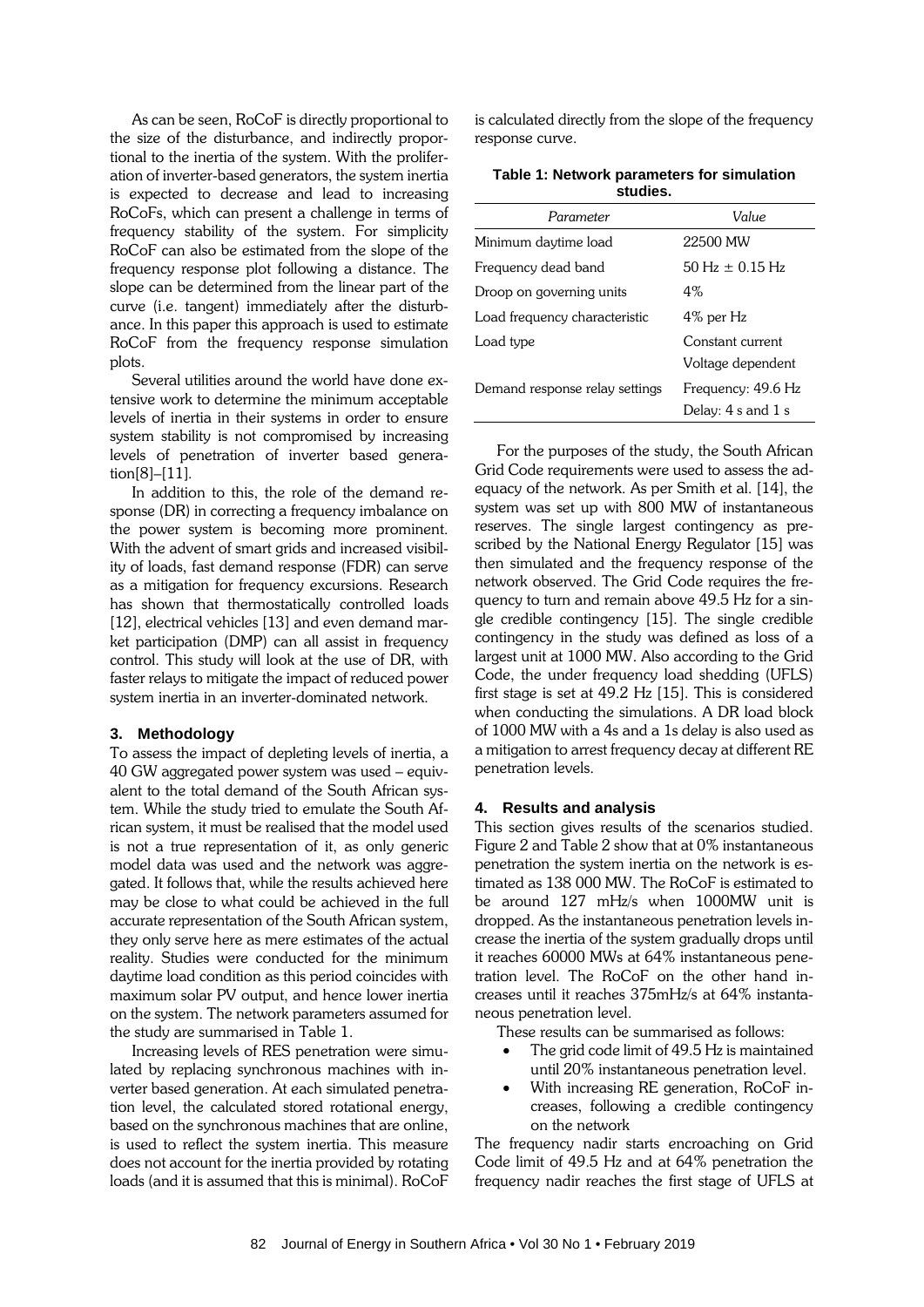As can be seen, RoCoF is directly proportional to the size of the disturbance, and indirectly proportional to the inertia of the system. With the proliferation of inverter-based generators, the system inertia is expected to decrease and lead to increasing RoCoFs, which can present a challenge in terms of frequency stability of the system. For simplicity RoCoF can also be estimated from the slope of the frequency response plot following a distance. The slope can be determined from the linear part of the curve (i.e. tangent) immediately after the disturbance. In this paper this approach is used to estimate RoCoF from the frequency response simulation plots.

Several utilities around the world have done extensive work to determine the minimum acceptable levels of inertia in their systems in order to ensure system stability is not compromised by increasing levels of penetration of inverter based generation[8]–[11].

In addition to this, the role of the demand response (DR) in correcting a frequency imbalance on the power system is becoming more prominent. With the advent of smart grids and increased visibility of loads, fast demand response (FDR) can serve as a mitigation for frequency excursions. Research has shown that thermostatically controlled loads [12], electrical vehicles [13] and even demand market participation (DMP) can all assist in frequency control. This study will look at the use of DR, with faster relays to mitigate the impact of reduced power system inertia in an inverter-dominated network.

## 3. Methodology

To assess the impact of depleting levels of inertia, a 40 GW aggregated power system was used – equivalent to the total demand of the South African system. While the study tried to emulate the South African system, it must be realised that the model used is not a true representation of it, as only generic model data was used and the network was aggregated. It follows that, while the results achieved here may be close to what could be achieved in the full accurate representation of the South African system, they only serve here as mere estimates of the actual reality. Studies were conducted for the minimum daytime load condition as this period coincides with maximum solar PV output, and hence lower inertia on the system. The network parameters assumed for the study are summarised in Table 1.

Increasing levels of RES penetration were simulated by replacing synchronous machines with inverter based generation. At each simulated penetration level, the calculated stored rotational energy, based on the synchronous machines that are online, is used to reflect the system inertia. This measure does not account for the inertia provided by rotating loads (and it is assumed that this is minimal). RoCoF is calculated directly from the slope of the frequency response curve.

**Table 1: Network parameters for simulation studies.**

| *Parameter* | *Value* |
|---|---|
| Minimum daytime load | 22500 MW |
| Frequency dead band | 50 Hz ± 0.15 Hz |
| Droop on governing units | 4% |
| Load frequency characteristic | 4% per Hz |
| Load type | Constant current Voltage dependent |
| Demand response relay settings | Frequency: 49.6 Hz Delay: 4 s and 1 s |

For the purposes of the study, the South African Grid Code requirements were used to assess the adequacy of the network. As per Smith et al. [14], the system was set up with 800 MW of instantaneous reserves. The single largest contingency as prescribed by the National Energy Regulator [15] was then simulated and the frequency response of the network observed. The Grid Code requires the frequency to turn and remain above 49.5 Hz for a single credible contingency [15]. The single credible contingency in the study was defined as loss of a largest unit at 1000 MW. Also according to the Grid Code, the under frequency load shedding (UFLS) first stage is set at 49.2 Hz [15]. This is considered when conducting the simulations. A DR load block of 1000 MW with a 4s and a 1s delay is also used as a mitigation to arrest frequency decay at different RE penetration levels.

## 4. Results and analysis

This section gives results of the scenarios studied. Figure 2 and Table 2 show that at 0% instantaneous penetration the system inertia on the network is estimated as 138 000 MW. The RoCoF is estimated to be around 127 mHz/s when 1000MW unit is dropped. As the instantaneous penetration levels increase the inertia of the system gradually drops until it reaches 60000 MWs at 64% instantaneous penetration level. The RoCoF on the other hand increases until it reaches 375mHz/s at 64% instantaneous penetration level.

These results can be summarised as follows:

- The grid code limit of 49.5 Hz is maintained until 20% instantaneous penetration level.
- With increasing RE generation, RoCoF increases, following a credible contingency on the network

The frequency nadir starts encroaching on Grid Code limit of 49.5 Hz and at 64% penetration the frequency nadir reaches the first stage of UFLS at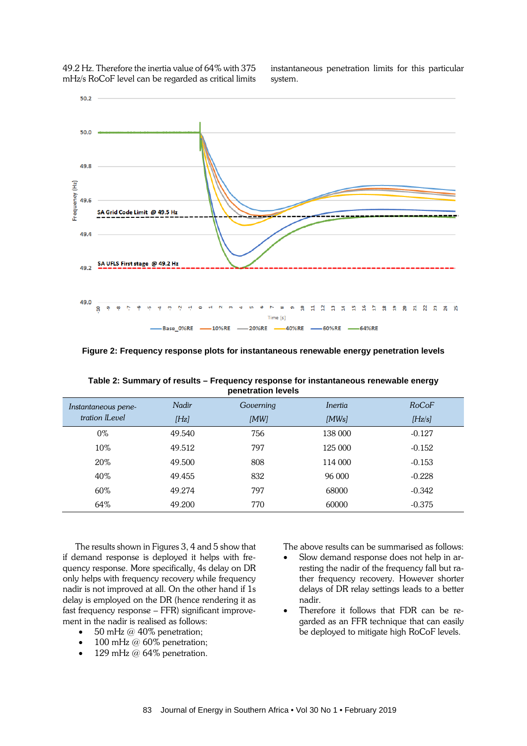49.2 Hz. Therefore the inertia value of 64% with 375 mHz/s RoCoF level can be regarded as critical limits instantaneous penetration limits for this particular system.

**Figure 2: Frequency response plots for instantaneous renewable energy penetration levels**

**Table 2: Summary of results – Frequency response for instantaneous renewable energy penetration levels**

| *Instantaneous penetration lLevel* | *Nadir [Hz]* | *Governing [MW]* | *Inertia [MWs]* | *RoCoF [Hz/s]* |
|---|---|---|---|---|
| 0% | 49.540 | 756 | 138 000 | -0.127 |
| 10% | 49.512 | 797 | 125 000 | -0.152 |
| 20% | 49.500 | 808 | 114 000 | -0.153 |
| 40% | 49.455 | 832 | 96 000 | -0.228 |
| 60% | 49.274 | 797 | 68000 | -0.342 |
| 64% | 49.200 | 770 | 60000 | -0.375 |

The results shown in Figures 3, 4 and 5 show that if demand response is deployed it helps with frequency response. More specifically, 4s delay on DR only helps with frequency recovery while frequency nadir is not improved at all. On the other hand if 1s delay is employed on the DR (hence rendering it as fast frequency response – FFR) significant improvement in the nadir is realised as follows:

- 50 mHz @ 40% penetration;
- 100 mHz @ 60% penetration;
- 129 mHz @ 64% penetration.

The above results can be summarised as follows:

- Slow demand response does not help in arresting the nadir of the frequency fall but rather frequency recovery. However shorter delays of DR relay settings leads to a better nadir.
- Therefore it follows that FDR can be regarded as an FFR technique that can easily be deployed to mitigate high RoCoF levels.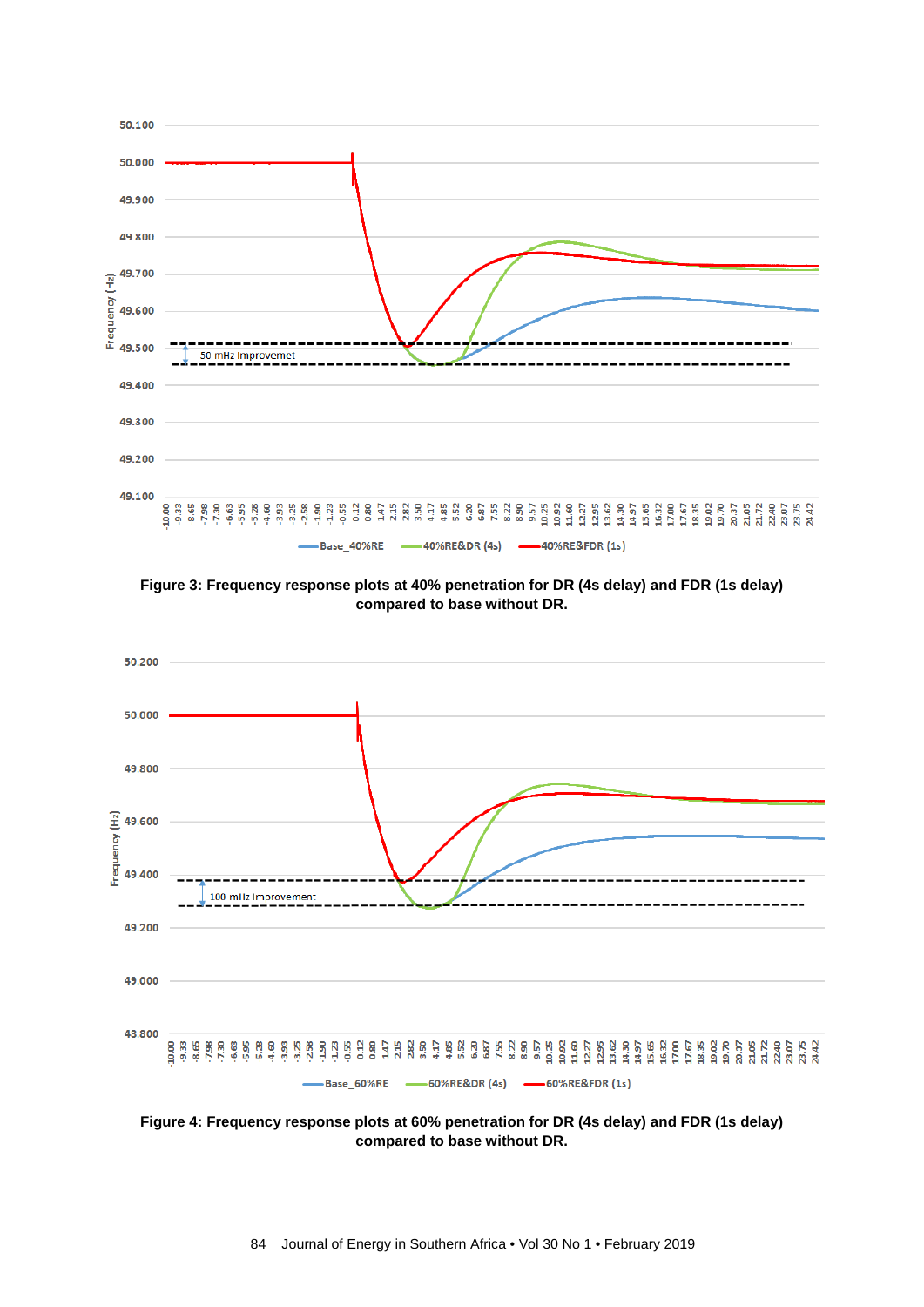**Figure 3: Frequency response plots at 40% penetration for DR (4s delay) and FDR (1s delay) compared to base without DR.**

**Figure 4: Frequency response plots at 60% penetration for DR (4s delay) and FDR (1s delay) compared to base without DR.**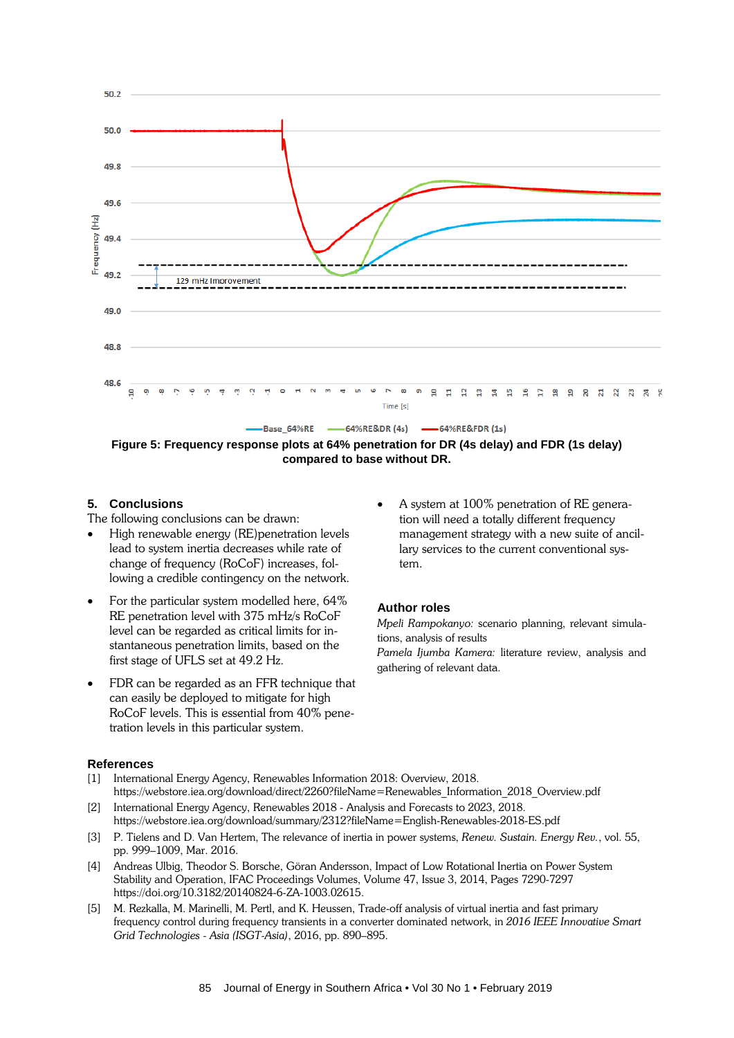**Figure 5: Frequency response plots at 64% penetration for DR (4s delay) and FDR (1s delay) compared to base without DR.**

## 5. Conclusions

The following conclusions can be drawn:

- High renewable energy (RE)penetration levels lead to system inertia decreases while rate of change of frequency (RoCoF) increases, following a credible contingency on the network.
- For the particular system modelled here, 64% RE penetration level with 375 mHz/s RoCoF level can be regarded as critical limits for instantaneous penetration limits, based on the first stage of UFLS set at 49.2 Hz.
- FDR can be regarded as an FFR technique that can easily be deployed to mitigate for high RoCoF levels. This is essential from 40% penetration levels in this particular system.
- A system at 100% penetration of RE generation will need a totally different frequency management strategy with a new suite of ancillary services to the current conventional system.

## Author roles

*Mpeli Rampokanyo:* scenario planning, relevant simulations, analysis of results

*Pamela Ijumba Kamera:* literature review, analysis and gathering of relevant data.

## References

[1] International Energy Agency, Renewables Information 2018: Overview, 2018. https://webstore.iea.org/download/direct/2260?fileName=Renewables_Information_2018_Overview.pdf

[2] International Energy Agency, Renewables 2018 - Analysis and Forecasts to 2023, 2018. https://webstore.iea.org/download/summary/2312?fileName=English-Renewables-2018-ES.pdf

[3] P. Tielens and D. Van Hertem, The relevance of inertia in power systems, *Renew. Sustain. Energy Rev.*, vol. 55, pp. 999–1009, Mar. 2016.

[4] Andreas Ulbig, Theodor S. Borsche, Göran Andersson, Impact of Low Rotational Inertia on Power System Stability and Operation, IFAC Proceedings Volumes, Volume 47, Issue 3, 2014, Pages 7290-7297 https://doi.org/10.3182/20140824-6-ZA-1003.02615.

[5] M. Rezkalla, M. Marinelli, M. Pertl, and K. Heussen, Trade-off analysis of virtual inertia and fast primary frequency control during frequency transients in a converter dominated network, in *2016 IEEE Innovative Smart Grid Technologies - Asia (ISGT-Asia)*, 2016, pp. 890–895.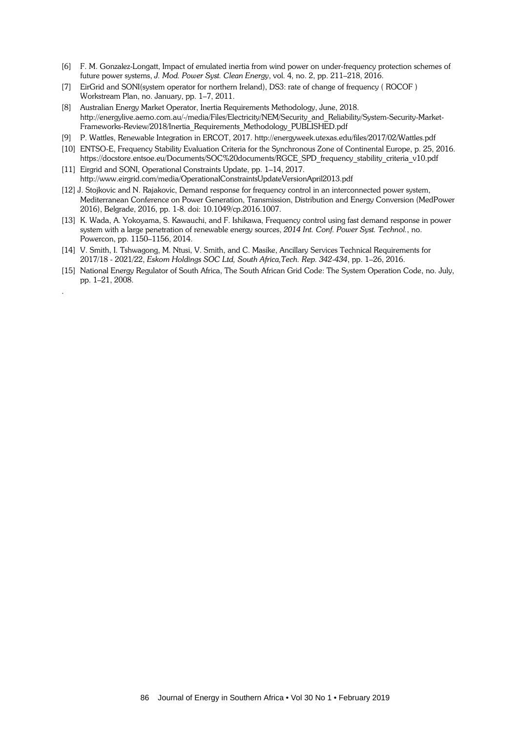[6] F. M. Gonzalez-Longatt, Impact of emulated inertia from wind power on under-frequency protection schemes of future power systems, *J. Mod. Power Syst. Clean Energy*, vol. 4, no. 2, pp. 211–218, 2016.

[7] EirGrid and SONI(system operator for northern Ireland), DS3: rate of change of frequency ( ROCOF ) Workstream Plan, no. January, pp. 1–7, 2011.

[8] Australian Energy Market Operator, Inertia Requirements Methodology, June, 2018. http://energylive.aemo.com.au/-/media/Files/Electricity/NEM/Security_and_Reliability/System-Security-Market-Frameworks-Review/2018/Inertia_Requirements_Methodology_PUBLISHED.pdf

[9] P. Wattles, Renewable Integration in ERCOT, 2017. http://energyweek.utexas.edu/files/2017/02/Wattles.pdf

[10] ENTSO-E, Frequency Stability Evaluation Criteria for the Synchronous Zone of Continental Europe, p. 25, 2016. https://docstore.entsoe.eu/Documents/SOC%20documents/RGCE_SPD_frequency_stability_criteria_v10.pdf

[11] Eirgrid and SONI, Operational Constraints Update, pp. 1–14, 2017. http://www.eirgrid.com/media/OperationalConstraintsUpdateVersionApril2013.pdf

[12] J. Stojkovic and N. Rajakovic, Demand response for frequency control in an interconnected power system, Mediterranean Conference on Power Generation, Transmission, Distribution and Energy Conversion (MedPower 2016), Belgrade, 2016, pp. 1-8. doi: 10.1049/cp.2016.1007.

[13] K. Wada, A. Yokoyama, S. Kawauchi, and F. Ishikawa, Frequency control using fast demand response in power system with a large penetration of renewable energy sources, *2014 Int. Conf. Power Syst. Technol.*, no. Powercon, pp. 1150–1156, 2014.

[14] V. Smith, I. Tshwagong, M. Ntusi, V. Smith, and C. Masike, Ancillary Services Technical Requirements for 2017/18 - 2021/22, *Eskom Holdings SOC Ltd, South Africa,Tech. Rep. 342-434*, pp. 1–26, 2016.

[15] National Energy Regulator of South Africa, The South African Grid Code: The System Operation Code, no. July, pp. 1–21, 2008.